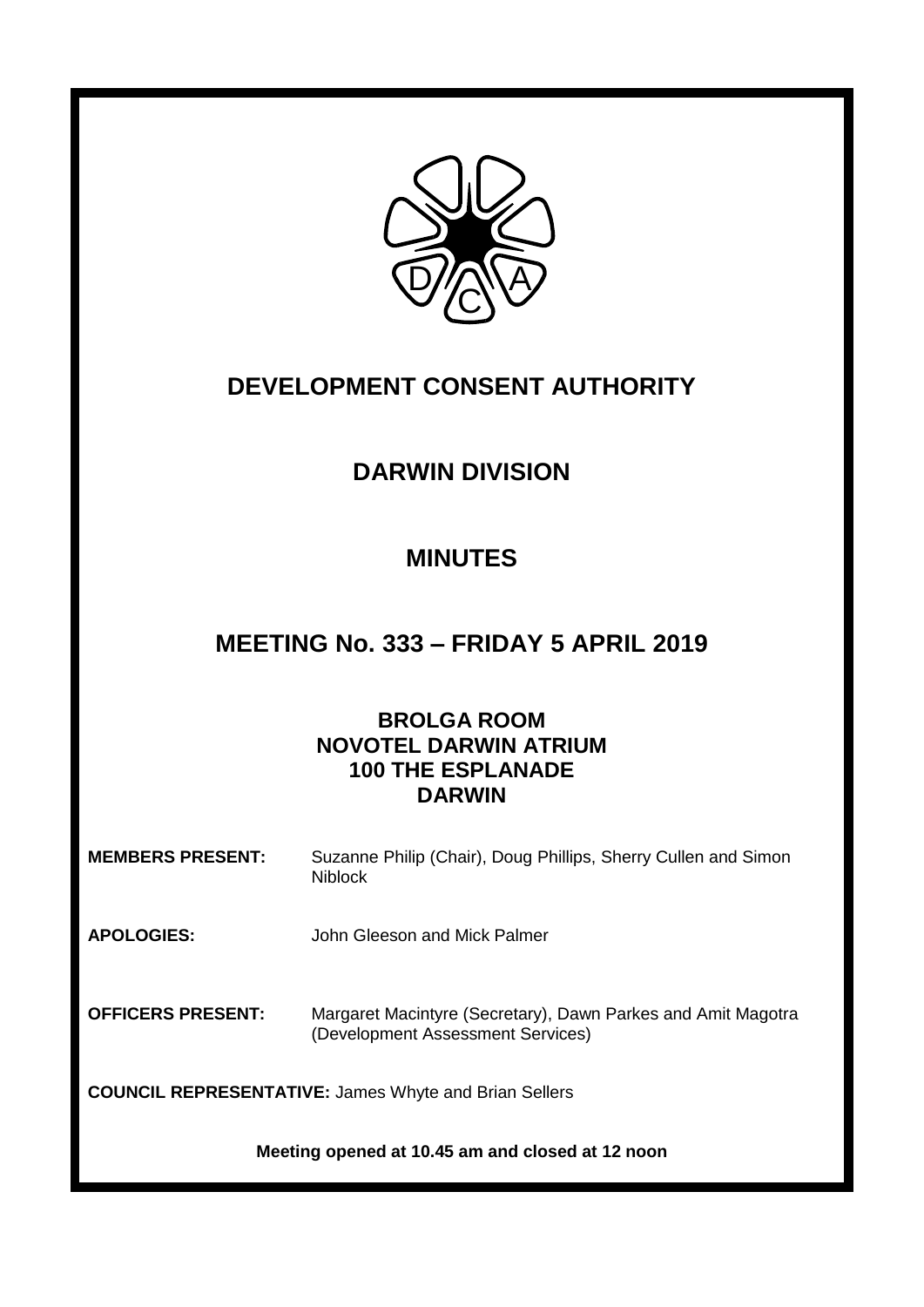# DEVELOPMENT CONSENT AUTHORITY

## DARWIN DIVISION

## MINUTES

## MEETING No. 333 – FRIDAY 5 APRIL 2019

**BROLGA ROOM**
**NOVOTEL DARWIN ATRIUM**
**100 THE ESPLANADE**
**DARWIN**

**MEMBERS PRESENT:** Suzanne Philip (Chair), Doug Phillips, Sherry Cullen and Simon Niblock

**APOLOGIES:** John Gleeson and Mick Palmer

**OFFICERS PRESENT:** Margaret Macintyre (Secretary), Dawn Parkes and Amit Magotra (Development Assessment Services)

**COUNCIL REPRESENTATIVE:** James Whyte and Brian Sellers

**Meeting opened at 10.45 am and closed at 12 noon**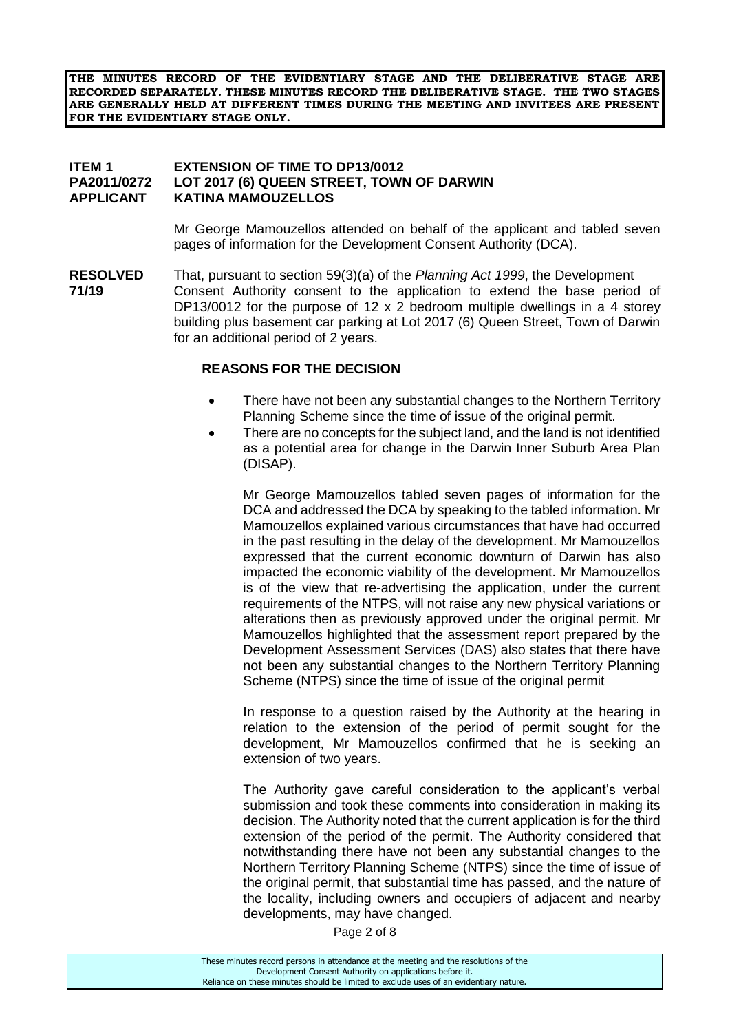**THE MINUTES RECORD OF THE EVIDENTIARY STAGE AND THE DELIBERATIVE STAGE ARE RECORDED SEPARATELY. THESE MINUTES RECORD THE DELIBERATIVE STAGE. THE TWO STAGES ARE GENERALLY HELD AT DIFFERENT TIMES DURING THE MEETING AND INVITEES ARE PRESENT FOR THE EVIDENTIARY STAGE ONLY.**

**ITEM 1 EXTENSION OF TIME TO DP13/0012**
**PA2011/0272 LOT 2017 (6) QUEEN STREET, TOWN OF DARWIN**
**APPLICANT KATINA MAMOUZELLOS**

Mr George Mamouzellos attended on behalf of the applicant and tabled seven pages of information for the Development Consent Authority (DCA).

**RESOLVED 71/19** That, pursuant to section 59(3)(a) of the *Planning Act 1999*, the Development Consent Authority consent to the application to extend the base period of DP13/0012 for the purpose of 12 x 2 bedroom multiple dwellings in a 4 storey building plus basement car parking at Lot 2017 (6) Queen Street, Town of Darwin for an additional period of 2 years.

**REASONS FOR THE DECISION**

- There have not been any substantial changes to the Northern Territory Planning Scheme since the time of issue of the original permit.
- There are no concepts for the subject land, and the land is not identified as a potential area for change in the Darwin Inner Suburb Area Plan (DISAP).

Mr George Mamouzellos tabled seven pages of information for the DCA and addressed the DCA by speaking to the tabled information. Mr Mamouzellos explained various circumstances that have had occurred in the past resulting in the delay of the development. Mr Mamouzellos expressed that the current economic downturn of Darwin has also impacted the economic viability of the development. Mr Mamouzellos is of the view that re-advertising the application, under the current requirements of the NTPS, will not raise any new physical variations or alterations then as previously approved under the original permit. Mr Mamouzellos highlighted that the assessment report prepared by the Development Assessment Services (DAS) also states that there have not been any substantial changes to the Northern Territory Planning Scheme (NTPS) since the time of issue of the original permit

In response to a question raised by the Authority at the hearing in relation to the extension of the period of permit sought for the development, Mr Mamouzellos confirmed that he is seeking an extension of two years.

The Authority gave careful consideration to the applicant's verbal submission and took these comments into consideration in making its decision. The Authority noted that the current application is for the third extension of the period of the permit. The Authority considered that notwithstanding there have not been any substantial changes to the Northern Territory Planning Scheme (NTPS) since the time of issue of the original permit, that substantial time has passed, and the nature of the locality, including owners and occupiers of adjacent and nearby developments, may have changed.

These minutes record persons in attendance at the meeting and the resolutions of the Development Consent Authority on applications before it.
Reliance on these minutes should be limited to exclude uses of an evidentiary nature.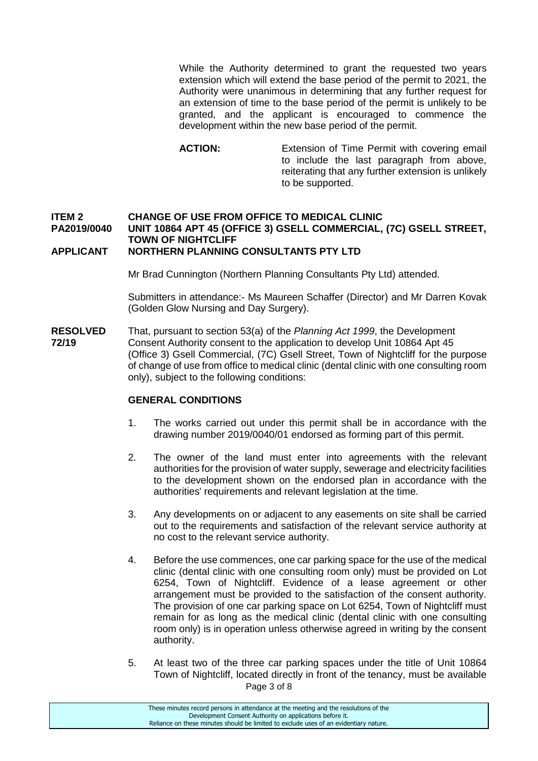While the Authority determined to grant the requested two years extension which will extend the base period of the permit to 2021, the Authority were unanimous in determining that any further request for an extension of time to the base period of the permit is unlikely to be granted, and the applicant is encouraged to commence the development within the new base period of the permit.

**ACTION:** Extension of Time Permit with covering email to include the last paragraph from above, reiterating that any further extension is unlikely to be supported.

**ITEM 2 CHANGE OF USE FROM OFFICE TO MEDICAL CLINIC**
**PA2019/0040 UNIT 10864 APT 45 (OFFICE 3) GSELL COMMERCIAL, (7C) GSELL STREET, TOWN OF NIGHTCLIFF**
**APPLICANT NORTHERN PLANNING CONSULTANTS PTY LTD**

Mr Brad Cunnington (Northern Planning Consultants Pty Ltd) attended.

Submitters in attendance:- Ms Maureen Schaffer (Director) and Mr Darren Kovak (Golden Glow Nursing and Day Surgery).

**RESOLVED 72/19** That, pursuant to section 53(a) of the *Planning Act 1999*, the Development Consent Authority consent to the application to develop Unit 10864 Apt 45 (Office 3) Gsell Commercial, (7C) Gsell Street, Town of Nightcliff for the purpose of change of use from office to medical clinic (dental clinic with one consulting room only), subject to the following conditions:

**GENERAL CONDITIONS**

1. The works carried out under this permit shall be in accordance with the drawing number 2019/0040/01 endorsed as forming part of this permit.

2. The owner of the land must enter into agreements with the relevant authorities for the provision of water supply, sewerage and electricity facilities to the development shown on the endorsed plan in accordance with the authorities' requirements and relevant legislation at the time.

3. Any developments on or adjacent to any easements on site shall be carried out to the requirements and satisfaction of the relevant service authority at no cost to the relevant service authority.

4. Before the use commences, one car parking space for the use of the medical clinic (dental clinic with one consulting room only) must be provided on Lot 6254, Town of Nightcliff. Evidence of a lease agreement or other arrangement must be provided to the satisfaction of the consent authority. The provision of one car parking space on Lot 6254, Town of Nightcliff must remain for as long as the medical clinic (dental clinic with one consulting room only) is in operation unless otherwise agreed in writing by the consent authority.

5. At least two of the three car parking spaces under the title of Unit 10864 Town of Nightcliff, located directly in front of the tenancy, must be available

These minutes record persons in attendance at the meeting and the resolutions of the Development Consent Authority on applications before it.
Reliance on these minutes should be limited to exclude uses of an evidentiary nature.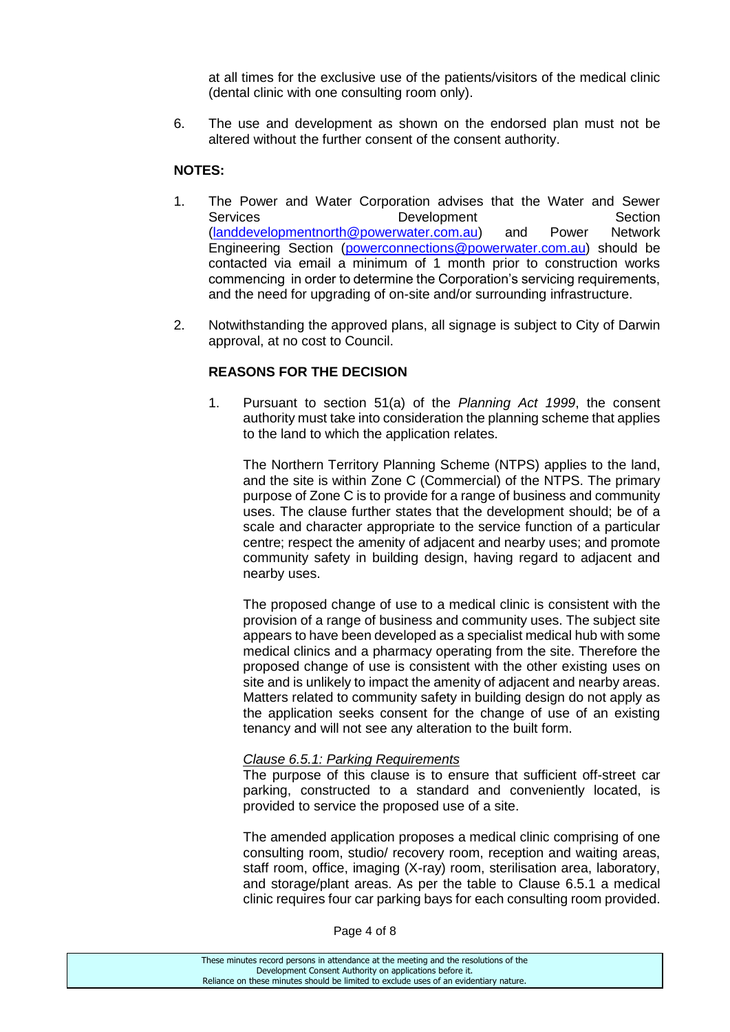at all times for the exclusive use of the patients/visitors of the medical clinic (dental clinic with one consulting room only).

6. The use and development as shown on the endorsed plan must not be altered without the further consent of the consent authority.

**NOTES:**

1. The Power and Water Corporation advises that the Water and Sewer Services Development Section (landdevelopmentnorth@powerwater.com.au) and Power Network Engineering Section (powerconnections@powerwater.com.au) should be contacted via email a minimum of 1 month prior to construction works commencing in order to determine the Corporation's servicing requirements, and the need for upgrading of on-site and/or surrounding infrastructure.

2. Notwithstanding the approved plans, all signage is subject to City of Darwin approval, at no cost to Council.

**REASONS FOR THE DECISION**

1. Pursuant to section 51(a) of the *Planning Act 1999*, the consent authority must take into consideration the planning scheme that applies to the land to which the application relates.

   The Northern Territory Planning Scheme (NTPS) applies to the land, and the site is within Zone C (Commercial) of the NTPS. The primary purpose of Zone C is to provide for a range of business and community uses. The clause further states that the development should; be of a scale and character appropriate to the service function of a particular centre; respect the amenity of adjacent and nearby uses; and promote community safety in building design, having regard to adjacent and nearby uses.

   The proposed change of use to a medical clinic is consistent with the provision of a range of business and community uses. The subject site appears to have been developed as a specialist medical hub with some medical clinics and a pharmacy operating from the site. Therefore the proposed change of use is consistent with the other existing uses on site and is unlikely to impact the amenity of adjacent and nearby areas. Matters related to community safety in building design do not apply as the application seeks consent for the change of use of an existing tenancy and will not see any alteration to the built form.

   *Clause 6.5.1: Parking Requirements*
   The purpose of this clause is to ensure that sufficient off-street car parking, constructed to a standard and conveniently located, is provided to service the proposed use of a site.

   The amended application proposes a medical clinic comprising of one consulting room, studio/ recovery room, reception and waiting areas, staff room, office, imaging (X-ray) room, sterilisation area, laboratory, and storage/plant areas. As per the table to Clause 6.5.1 a medical clinic requires four car parking bays for each consulting room provided.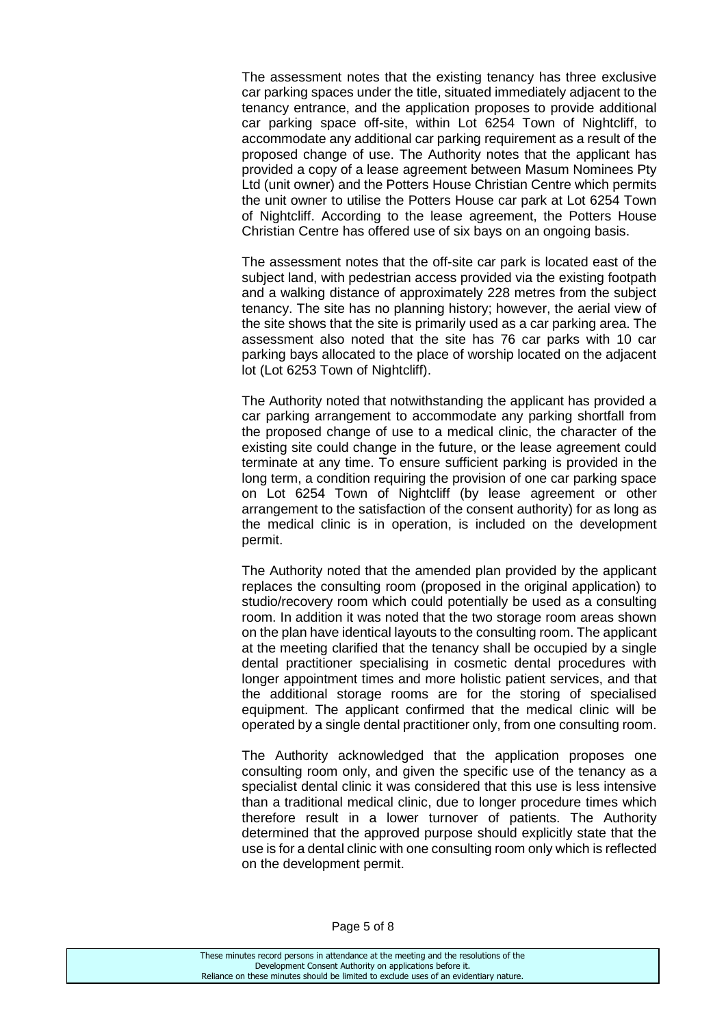The assessment notes that the existing tenancy has three exclusive car parking spaces under the title, situated immediately adjacent to the tenancy entrance, and the application proposes to provide additional car parking space off-site, within Lot 6254 Town of Nightcliff, to accommodate any additional car parking requirement as a result of the proposed change of use. The Authority notes that the applicant has provided a copy of a lease agreement between Masum Nominees Pty Ltd (unit owner) and the Potters House Christian Centre which permits the unit owner to utilise the Potters House car park at Lot 6254 Town of Nightcliff. According to the lease agreement, the Potters House Christian Centre has offered use of six bays on an ongoing basis.

The assessment notes that the off-site car park is located east of the subject land, with pedestrian access provided via the existing footpath and a walking distance of approximately 228 metres from the subject tenancy. The site has no planning history; however, the aerial view of the site shows that the site is primarily used as a car parking area. The assessment also noted that the site has 76 car parks with 10 car parking bays allocated to the place of worship located on the adjacent lot (Lot 6253 Town of Nightcliff).

The Authority noted that notwithstanding the applicant has provided a car parking arrangement to accommodate any parking shortfall from the proposed change of use to a medical clinic, the character of the existing site could change in the future, or the lease agreement could terminate at any time. To ensure sufficient parking is provided in the long term, a condition requiring the provision of one car parking space on Lot 6254 Town of Nightcliff (by lease agreement or other arrangement to the satisfaction of the consent authority) for as long as the medical clinic is in operation, is included on the development permit.

The Authority noted that the amended plan provided by the applicant replaces the consulting room (proposed in the original application) to studio/recovery room which could potentially be used as a consulting room. In addition it was noted that the two storage room areas shown on the plan have identical layouts to the consulting room. The applicant at the meeting clarified that the tenancy shall be occupied by a single dental practitioner specialising in cosmetic dental procedures with longer appointment times and more holistic patient services, and that the additional storage rooms are for the storing of specialised equipment. The applicant confirmed that the medical clinic will be operated by a single dental practitioner only, from one consulting room.

The Authority acknowledged that the application proposes one consulting room only, and given the specific use of the tenancy as a specialist dental clinic it was considered that this use is less intensive than a traditional medical clinic, due to longer procedure times which therefore result in a lower turnover of patients. The Authority determined that the approved purpose should explicitly state that the use is for a dental clinic with one consulting room only which is reflected on the development permit.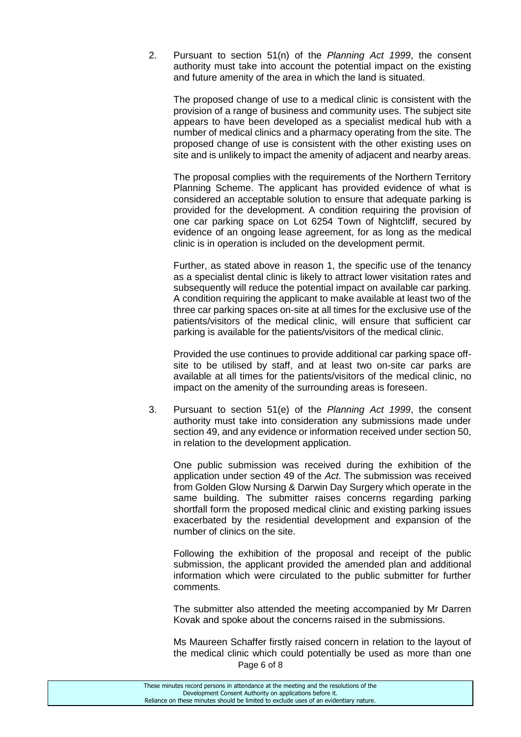2. Pursuant to section 51(n) of the *Planning Act 1999*, the consent authority must take into account the potential impact on the existing and future amenity of the area in which the land is situated.

   The proposed change of use to a medical clinic is consistent with the provision of a range of business and community uses. The subject site appears to have been developed as a specialist medical hub with a number of medical clinics and a pharmacy operating from the site. The proposed change of use is consistent with the other existing uses on site and is unlikely to impact the amenity of adjacent and nearby areas.

   The proposal complies with the requirements of the Northern Territory Planning Scheme. The applicant has provided evidence of what is considered an acceptable solution to ensure that adequate parking is provided for the development. A condition requiring the provision of one car parking space on Lot 6254 Town of Nightcliff, secured by evidence of an ongoing lease agreement, for as long as the medical clinic is in operation is included on the development permit.

   Further, as stated above in reason 1, the specific use of the tenancy as a specialist dental clinic is likely to attract lower visitation rates and subsequently will reduce the potential impact on available car parking. A condition requiring the applicant to make available at least two of the three car parking spaces on-site at all times for the exclusive use of the patients/visitors of the medical clinic, will ensure that sufficient car parking is available for the patients/visitors of the medical clinic.

   Provided the use continues to provide additional car parking space off-site to be utilised by staff, and at least two on-site car parks are available at all times for the patients/visitors of the medical clinic, no impact on the amenity of the surrounding areas is foreseen.

3. Pursuant to section 51(e) of the *Planning Act 1999*, the consent authority must take into consideration any submissions made under section 49, and any evidence or information received under section 50, in relation to the development application.

   One public submission was received during the exhibition of the application under section 49 of the *Act*. The submission was received from Golden Glow Nursing & Darwin Day Surgery which operate in the same building. The submitter raises concerns regarding parking shortfall form the proposed medical clinic and existing parking issues exacerbated by the residential development and expansion of the number of clinics on the site.

   Following the exhibition of the proposal and receipt of the public submission, the applicant provided the amended plan and additional information which were circulated to the public submitter for further comments.

   The submitter also attended the meeting accompanied by Mr Darren Kovak and spoke about the concerns raised in the submissions.

   Ms Maureen Schaffer firstly raised concern in relation to the layout of the medical clinic which could potentially be used as more than one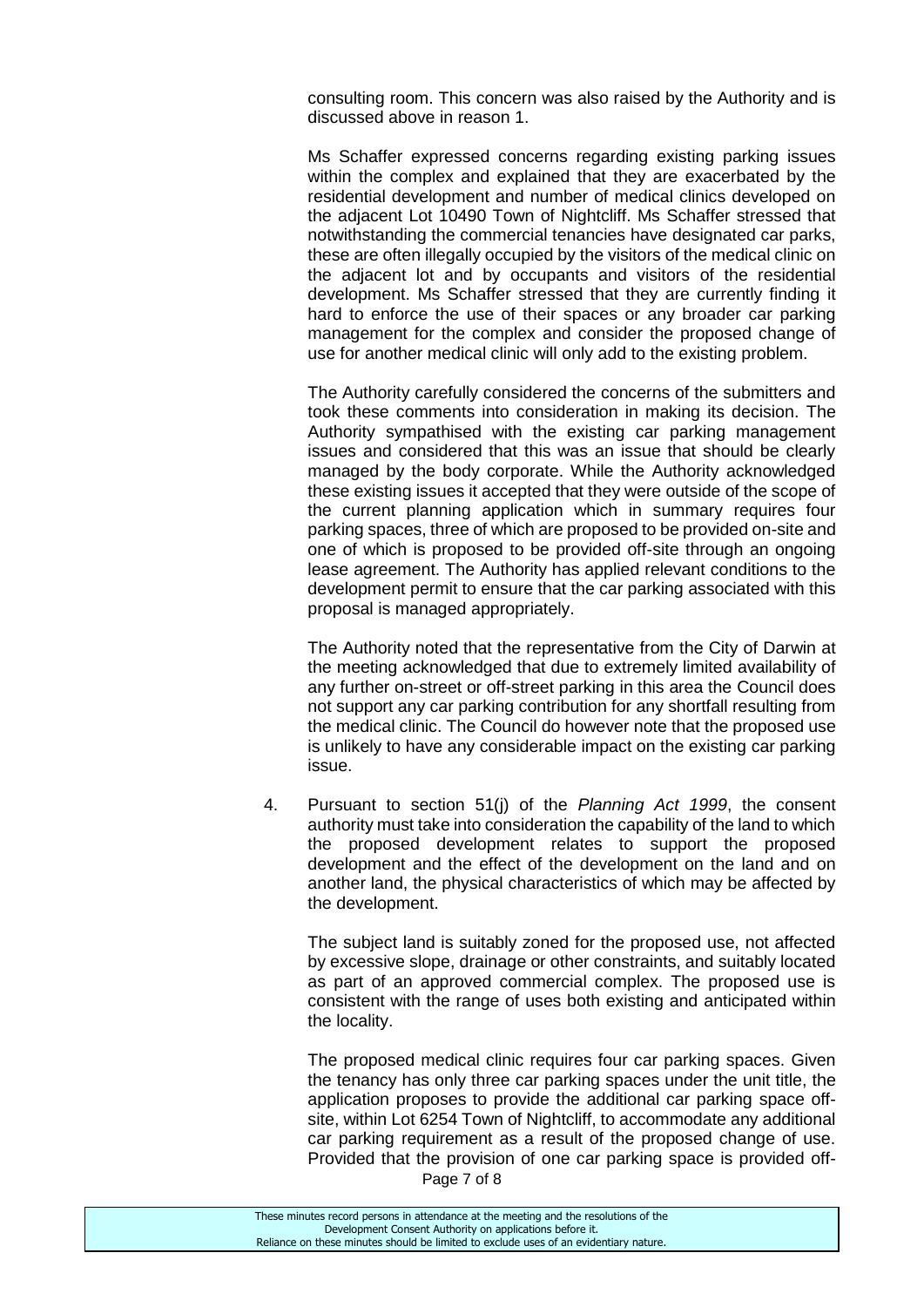consulting room. This concern was also raised by the Authority and is discussed above in reason 1.

Ms Schaffer expressed concerns regarding existing parking issues within the complex and explained that they are exacerbated by the residential development and number of medical clinics developed on the adjacent Lot 10490 Town of Nightcliff. Ms Schaffer stressed that notwithstanding the commercial tenancies have designated car parks, these are often illegally occupied by the visitors of the medical clinic on the adjacent lot and by occupants and visitors of the residential development. Ms Schaffer stressed that they are currently finding it hard to enforce the use of their spaces or any broader car parking management for the complex and consider the proposed change of use for another medical clinic will only add to the existing problem.

The Authority carefully considered the concerns of the submitters and took these comments into consideration in making its decision. The Authority sympathised with the existing car parking management issues and considered that this was an issue that should be clearly managed by the body corporate. While the Authority acknowledged these existing issues it accepted that they were outside of the scope of the current planning application which in summary requires four parking spaces, three of which are proposed to be provided on-site and one of which is proposed to be provided off-site through an ongoing lease agreement. The Authority has applied relevant conditions to the development permit to ensure that the car parking associated with this proposal is managed appropriately.

The Authority noted that the representative from the City of Darwin at the meeting acknowledged that due to extremely limited availability of any further on-street or off-street parking in this area the Council does not support any car parking contribution for any shortfall resulting from the medical clinic. The Council do however note that the proposed use is unlikely to have any considerable impact on the existing car parking issue.

4. Pursuant to section 51(j) of the *Planning Act 1999*, the consent authority must take into consideration the capability of the land to which the proposed development relates to support the proposed development and the effect of the development on the land and on another land, the physical characteristics of which may be affected by the development.

   The subject land is suitably zoned for the proposed use, not affected by excessive slope, drainage or other constraints, and suitably located as part of an approved commercial complex. The proposed use is consistent with the range of uses both existing and anticipated within the locality.

   The proposed medical clinic requires four car parking spaces. Given the tenancy has only three car parking spaces under the unit title, the application proposes to provide the additional car parking space off-site, within Lot 6254 Town of Nightcliff, to accommodate any additional car parking requirement as a result of the proposed change of use. Provided that the provision of one car parking space is provided off-

These minutes record persons in attendance at the meeting and the resolutions of the Development Consent Authority on applications before it. Reliance on these minutes should be limited to exclude uses of an evidentiary nature.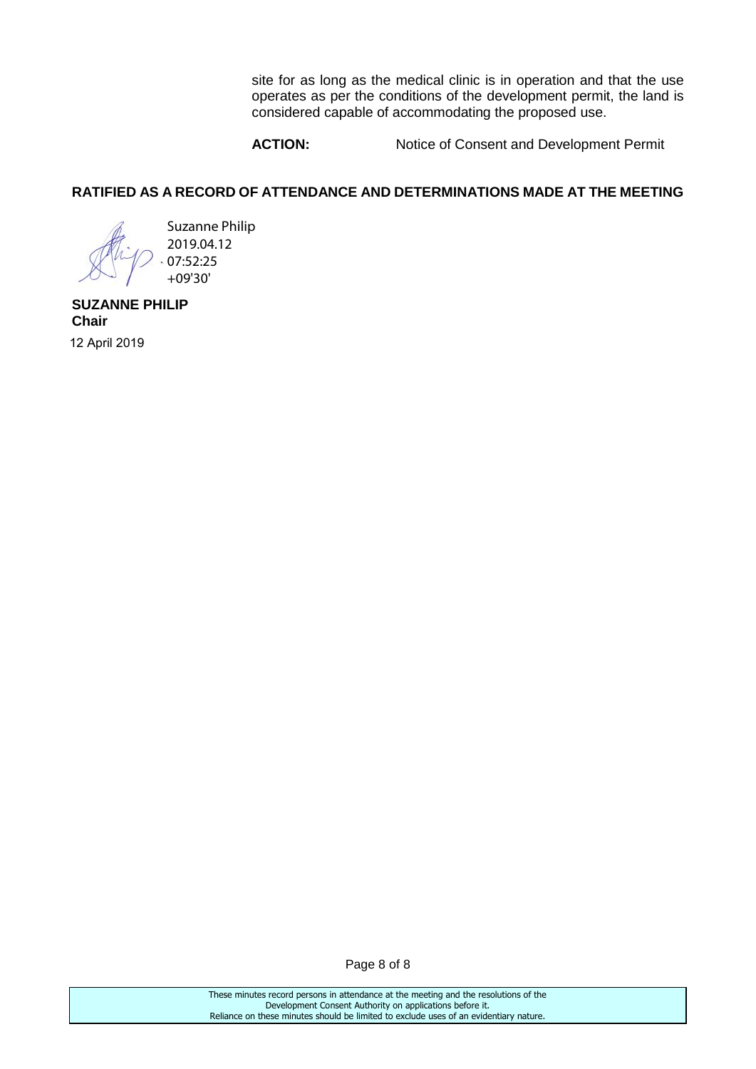site for as long as the medical clinic is in operation and that the use operates as per the conditions of the development permit, the land is considered capable of accommodating the proposed use.

**ACTION:** Notice of Consent and Development Permit

**RATIFIED AS A RECORD OF ATTENDANCE AND DETERMINATIONS MADE AT THE MEETING**

Suzanne Philip
2019.04.12
07:52:25
+09'30'

**SUZANNE PHILIP**
**Chair**

12 April 2019

These minutes record persons in attendance at the meeting and the resolutions of the Development Consent Authority on applications before it.
Reliance on these minutes should be limited to exclude uses of an evidentiary nature.